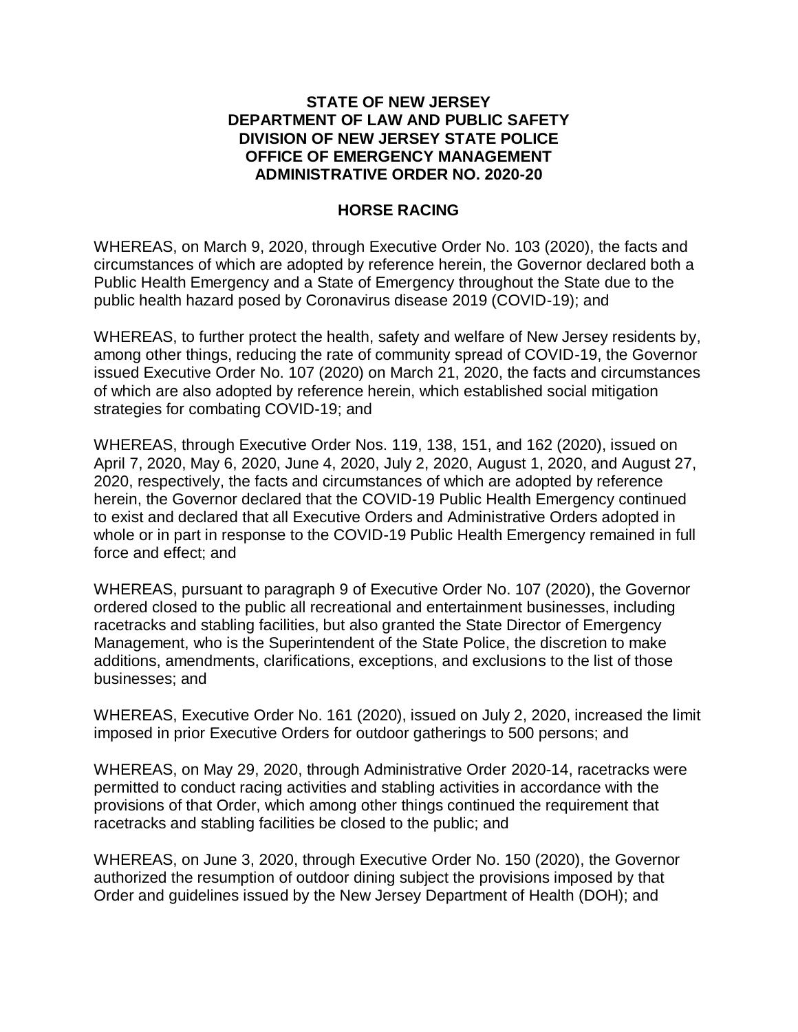**STATE OF NEW JERSEY**
**DEPARTMENT OF LAW AND PUBLIC SAFETY**
**DIVISION OF NEW JERSEY STATE POLICE**
**OFFICE OF EMERGENCY MANAGEMENT**
**ADMINISTRATIVE ORDER NO. 2020-20**

**HORSE RACING**

WHEREAS, on March 9, 2020, through Executive Order No. 103 (2020), the facts and circumstances of which are adopted by reference herein, the Governor declared both a Public Health Emergency and a State of Emergency throughout the State due to the public health hazard posed by Coronavirus disease 2019 (COVID-19); and

WHEREAS, to further protect the health, safety and welfare of New Jersey residents by, among other things, reducing the rate of community spread of COVID-19, the Governor issued Executive Order No. 107 (2020) on March 21, 2020, the facts and circumstances of which are also adopted by reference herein, which established social mitigation strategies for combating COVID-19; and

WHEREAS, through Executive Order Nos. 119, 138, 151, and 162 (2020), issued on April 7, 2020, May 6, 2020, June 4, 2020, July 2, 2020, August 1, 2020, and August 27, 2020, respectively, the facts and circumstances of which are adopted by reference herein, the Governor declared that the COVID-19 Public Health Emergency continued to exist and declared that all Executive Orders and Administrative Orders adopted in whole or in part in response to the COVID-19 Public Health Emergency remained in full force and effect; and

WHEREAS, pursuant to paragraph 9 of Executive Order No. 107 (2020), the Governor ordered closed to the public all recreational and entertainment businesses, including racetracks and stabling facilities, but also granted the State Director of Emergency Management, who is the Superintendent of the State Police, the discretion to make additions, amendments, clarifications, exceptions, and exclusions to the list of those businesses; and

WHEREAS, Executive Order No. 161 (2020), issued on July 2, 2020, increased the limit imposed in prior Executive Orders for outdoor gatherings to 500 persons; and

WHEREAS, on May 29, 2020, through Administrative Order 2020-14, racetracks were permitted to conduct racing activities and stabling activities in accordance with the provisions of that Order, which among other things continued the requirement that racetracks and stabling facilities be closed to the public; and

WHEREAS, on June 3, 2020, through Executive Order No. 150 (2020), the Governor authorized the resumption of outdoor dining subject the provisions imposed by that Order and guidelines issued by the New Jersey Department of Health (DOH); and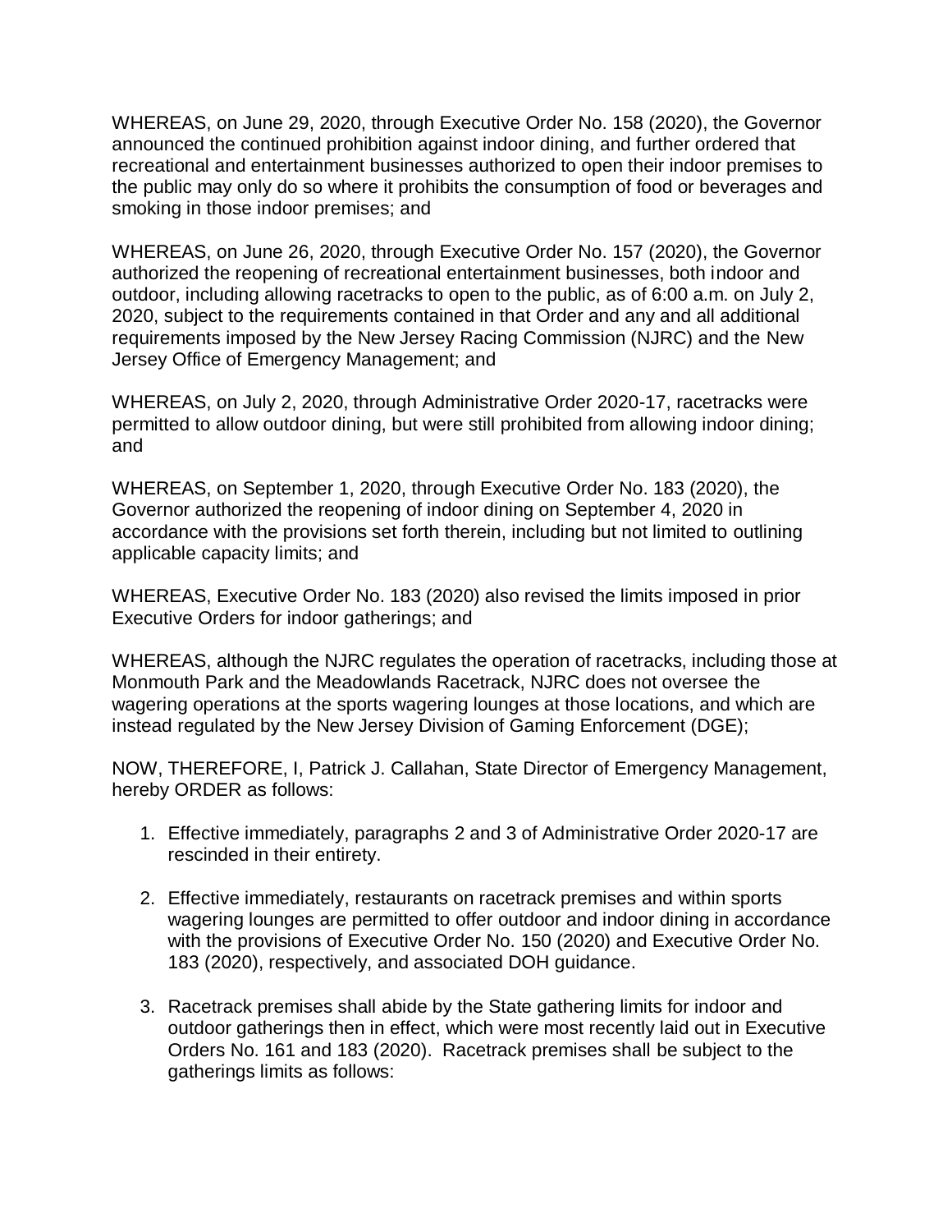WHEREAS, on June 29, 2020, through Executive Order No. 158 (2020), the Governor announced the continued prohibition against indoor dining, and further ordered that recreational and entertainment businesses authorized to open their indoor premises to the public may only do so where it prohibits the consumption of food or beverages and smoking in those indoor premises; and

WHEREAS, on June 26, 2020, through Executive Order No. 157 (2020), the Governor authorized the reopening of recreational entertainment businesses, both indoor and outdoor, including allowing racetracks to open to the public, as of 6:00 a.m. on July 2, 2020, subject to the requirements contained in that Order and any and all additional requirements imposed by the New Jersey Racing Commission (NJRC) and the New Jersey Office of Emergency Management; and

WHEREAS, on July 2, 2020, through Administrative Order 2020-17, racetracks were permitted to allow outdoor dining, but were still prohibited from allowing indoor dining; and

WHEREAS, on September 1, 2020, through Executive Order No. 183 (2020), the Governor authorized the reopening of indoor dining on September 4, 2020 in accordance with the provisions set forth therein, including but not limited to outlining applicable capacity limits; and

WHEREAS, Executive Order No. 183 (2020) also revised the limits imposed in prior Executive Orders for indoor gatherings; and

WHEREAS, although the NJRC regulates the operation of racetracks, including those at Monmouth Park and the Meadowlands Racetrack, NJRC does not oversee the wagering operations at the sports wagering lounges at those locations, and which are instead regulated by the New Jersey Division of Gaming Enforcement (DGE);

NOW, THEREFORE, I, Patrick J. Callahan, State Director of Emergency Management, hereby ORDER as follows:

1. Effective immediately, paragraphs 2 and 3 of Administrative Order 2020-17 are rescinded in their entirety.

2. Effective immediately, restaurants on racetrack premises and within sports wagering lounges are permitted to offer outdoor and indoor dining in accordance with the provisions of Executive Order No. 150 (2020) and Executive Order No. 183 (2020), respectively, and associated DOH guidance.

3. Racetrack premises shall abide by the State gathering limits for indoor and outdoor gatherings then in effect, which were most recently laid out in Executive Orders No. 161 and 183 (2020). Racetrack premises shall be subject to the gatherings limits as follows: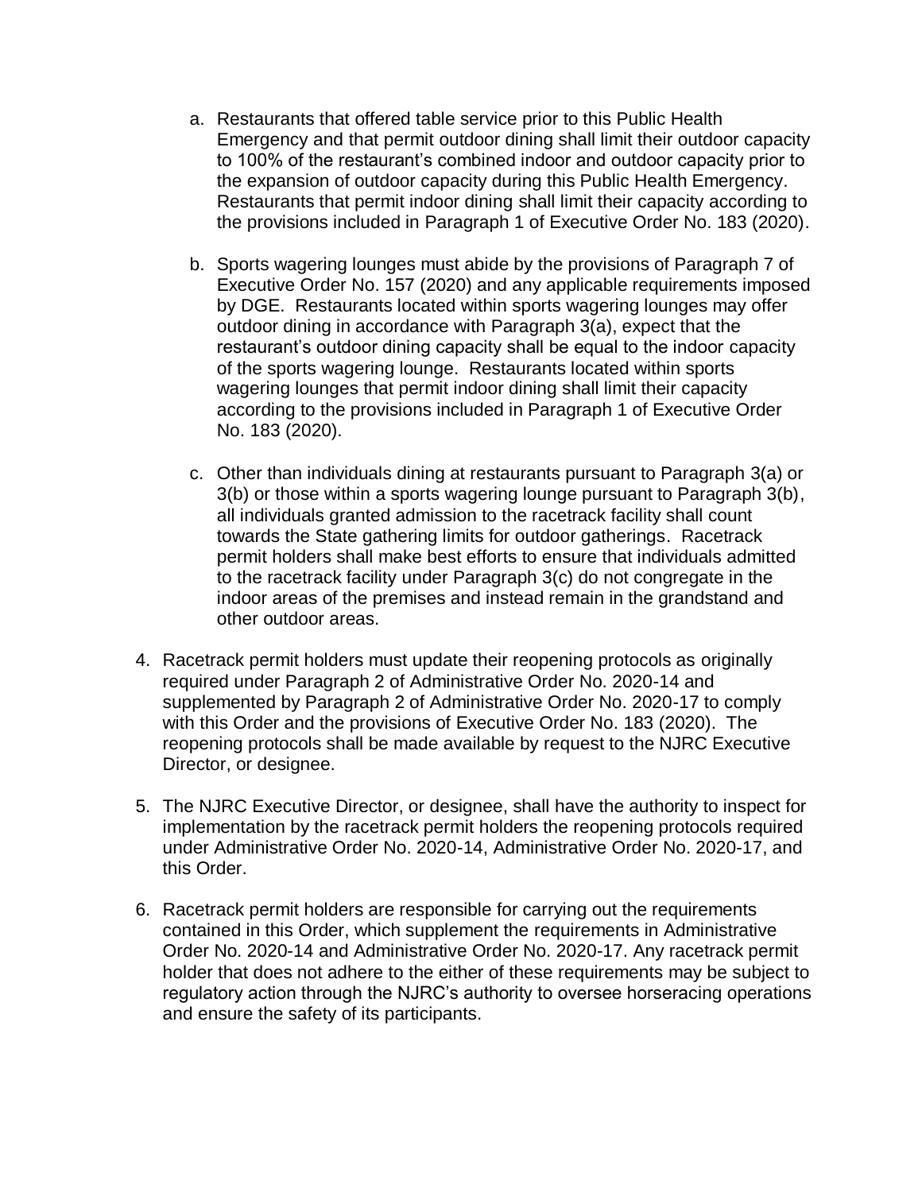a. Restaurants that offered table service prior to this Public Health Emergency and that permit outdoor dining shall limit their outdoor capacity to 100% of the restaurant's combined indoor and outdoor capacity prior to the expansion of outdoor capacity during this Public Health Emergency. Restaurants that permit indoor dining shall limit their capacity according to the provisions included in Paragraph 1 of Executive Order No. 183 (2020).

   b. Sports wagering lounges must abide by the provisions of Paragraph 7 of Executive Order No. 157 (2020) and any applicable requirements imposed by DGE. Restaurants located within sports wagering lounges may offer outdoor dining in accordance with Paragraph 3(a), expect that the restaurant's outdoor dining capacity shall be equal to the indoor capacity of the sports wagering lounge. Restaurants located within sports wagering lounges that permit indoor dining shall limit their capacity according to the provisions included in Paragraph 1 of Executive Order No. 183 (2020).

   c. Other than individuals dining at restaurants pursuant to Paragraph 3(a) or 3(b) or those within a sports wagering lounge pursuant to Paragraph 3(b), all individuals granted admission to the racetrack facility shall count towards the State gathering limits for outdoor gatherings. Racetrack permit holders shall make best efforts to ensure that individuals admitted to the racetrack facility under Paragraph 3(c) do not congregate in the indoor areas of the premises and instead remain in the grandstand and other outdoor areas.

4. Racetrack permit holders must update their reopening protocols as originally required under Paragraph 2 of Administrative Order No. 2020-14 and supplemented by Paragraph 2 of Administrative Order No. 2020-17 to comply with this Order and the provisions of Executive Order No. 183 (2020). The reopening protocols shall be made available by request to the NJRC Executive Director, or designee.

5. The NJRC Executive Director, or designee, shall have the authority to inspect for implementation by the racetrack permit holders the reopening protocols required under Administrative Order No. 2020-14, Administrative Order No. 2020-17, and this Order.

6. Racetrack permit holders are responsible for carrying out the requirements contained in this Order, which supplement the requirements in Administrative Order No. 2020-14 and Administrative Order No. 2020-17. Any racetrack permit holder that does not adhere to the either of these requirements may be subject to regulatory action through the NJRC's authority to oversee horseracing operations and ensure the safety of its participants.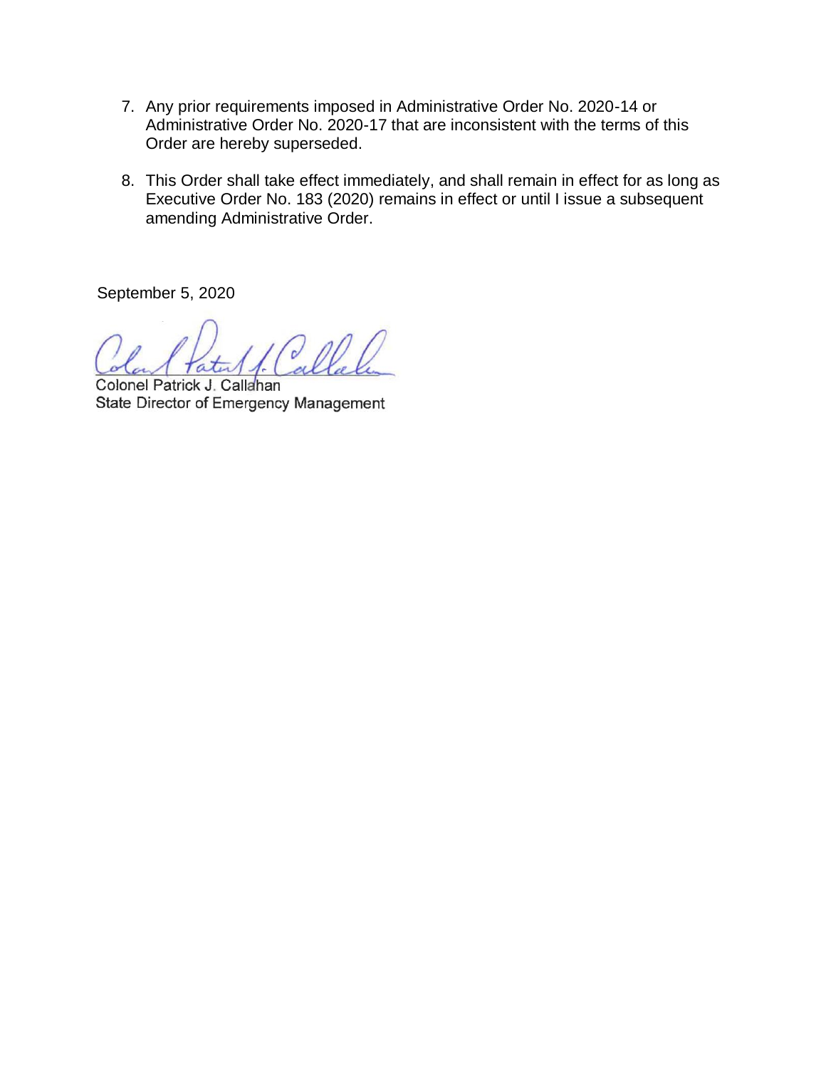7. Any prior requirements imposed in Administrative Order No. 2020-14 or Administrative Order No. 2020-17 that are inconsistent with the terms of this Order are hereby superseded.

8. This Order shall take effect immediately, and shall remain in effect for as long as Executive Order No. 183 (2020) remains in effect or until I issue a subsequent amending Administrative Order.

September 5, 2020

Colonel Patrick J. Callahan
State Director of Emergency Management